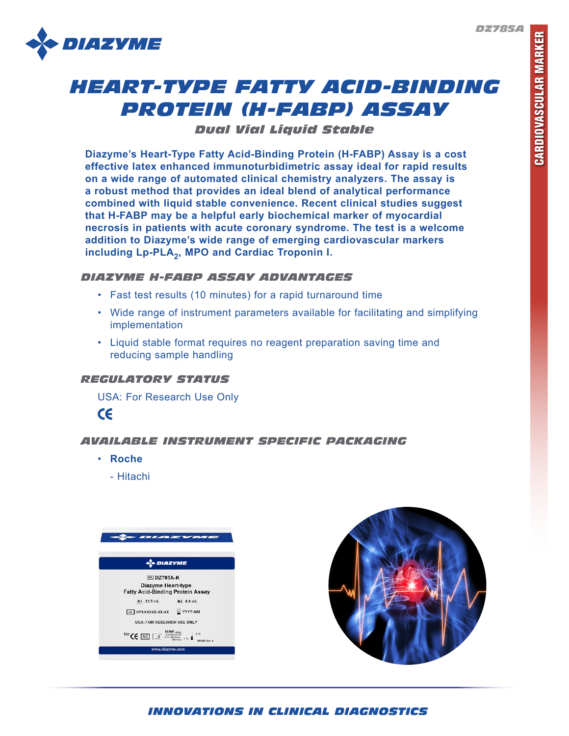DZ785A

# HEART-TYPE FATTY ACID-BINDING PROTEIN (H-FABP) ASSAY

### Dual Vial Liquid Stable

**Diazyme's Heart-Type Fatty Acid-Binding Protein (H-FABP) Assay is a cost effective latex enhanced immunoturbidimetric assay ideal for rapid results on a wide range of automated clinical chemistry analyzers. The assay is a robust method that provides an ideal blend of analytical performance combined with liquid stable convenience. Recent clinical studies suggest that H-FABP may be a helpful early biochemical marker of myocardial necrosis in patients with acute coronary syndrome. The test is a welcome addition to Diazyme's wide range of emerging cardiovascular markers including Lp-PLA$_2$, MPO and Cardiac Troponin I.**

## DIAZYME H-FABP ASSAY ADVANTAGES

- Fast test results (10 minutes) for a rapid turnaround time
- Wide range of instrument parameters available for facilitating and simplifying implementation
- Liquid stable format requires no reagent preparation saving time and reducing sample handling

## REGULATORY STATUS

USA: For Research Use Only

CE

## AVAILABLE INSTRUMENT SPECIFIC PACKAGING

- **Roche**
  - Hitachi

INNOVATIONS IN CLINICAL DIAGNOSTICS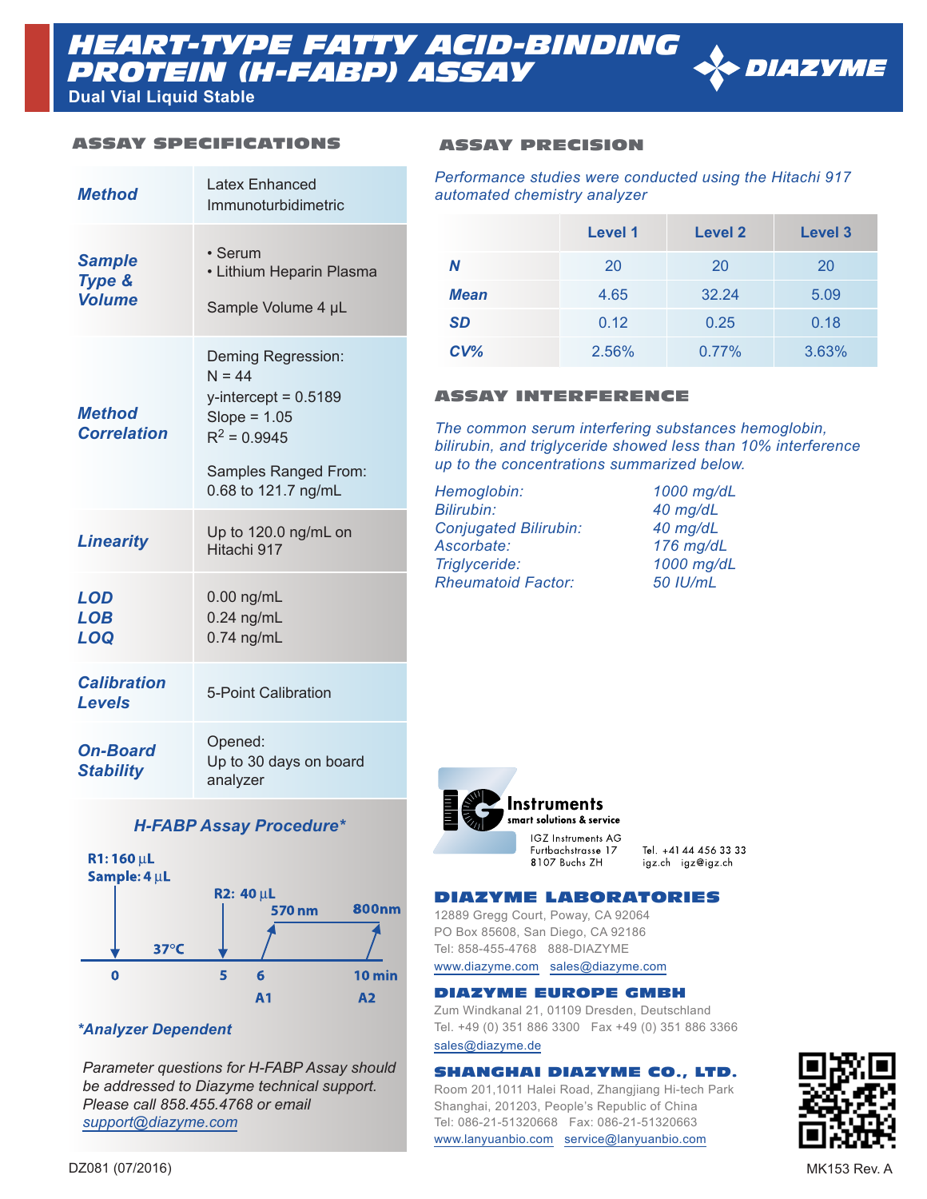# HEART-TYPE FATTY ACID-BINDING PROTEIN (H-FABP) ASSAY

Dual Vial Liquid Stable

DIAZYME

## ASSAY SPECIFICATIONS

| | |
|---|---|
| **Method** | Latex Enhanced Immunoturbidimetric |
| **Sample Type & Volume** | • Serum<br>• Lithium Heparin Plasma<br><br>Sample Volume 4 µL |
| **Method Correlation** | Deming Regression:<br>N = 44<br>y-intercept = 0.5189<br>Slope = 1.05<br>$R^2$ = 0.9945<br><br>Samples Ranged From:<br>0.68 to 121.7 ng/mL |
| **Linearity** | Up to 120.0 ng/mL on Hitachi 917 |
| **LOD**<br>**LOB**<br>**LOQ** | 0.00 ng/mL<br>0.24 ng/mL<br>0.74 ng/mL |
| **Calibration Levels** | 5-Point Calibration |
| **On-Board Stability** | Opened:<br>Up to 30 days on board analyzer |

### *H-FABP Assay Procedure**

R1: 160 µL
Sample: 4 µL
R2: 40 µL
570 nm
800nm
37°C
0
5
6
10 min
A1
A2

***Analyzer Dependent**

*Parameter questions for H-FABP Assay should be addressed to Diazyme technical support. Please call 858.455.4768 or email support@diazyme.com*

## ASSAY PRECISION

*Performance studies were conducted using the Hitachi 917 automated chemistry analyzer*

| | Level 1 | Level 2 | Level 3 |
|---|---|---|---|
| **N** | 20 | 20 | 20 |
| **Mean** | 4.65 | 32.24 | 5.09 |
| **SD** | 0.12 | 0.25 | 0.18 |
| **CV%** | 2.56% | 0.77% | 3.63% |

## ASSAY INTERFERENCE

*The common serum interfering substances hemoglobin, bilirubin, and triglyceride showed less than 10% interference up to the concentrations summarized below.*

| | |
|---|---|
| *Hemoglobin:* | *1000 mg/dL* |
| *Bilirubin:* | *40 mg/dL* |
| *Conjugated Bilirubin:* | *40 mg/dL* |
| *Ascorbate:* | *176 mg/dL* |
| *Triglyceride:* | *1000 mg/dL* |
| *Rheumatoid Factor:* | *50 IU/mL* |

IG Instruments
smart solutions & service
IGZ Instruments AG
Furtbachstrasse 17
8107 Buchs ZH
Tel. +41 44 456 33 33
igz.ch igz@igz.ch

### DIAZYME LABORATORIES

12889 Gregg Court, Poway, CA 92064
PO Box 85608, San Diego, CA 92186
Tel: 858-455-4768 888-DIAZYME
www.diazyme.com sales@diazyme.com

### DIAZYME EUROPE GMBH

Zum Windkanal 21, 01109 Dresden, Deutschland
Tel. +49 (0) 351 886 3300 Fax +49 (0) 351 886 3366
sales@diazyme.de

### SHANGHAI DIAZYME CO., LTD.

Room 201,1011 Halei Road, Zhangjiang Hi-tech Park
Shanghai, 201203, People's Republic of China
Tel: 086-21-51320668 Fax: 086-21-51320663
www.lanyuanbio.com service@lanyuanbio.com

DZ081 (07/2016)

MK153 Rev. A